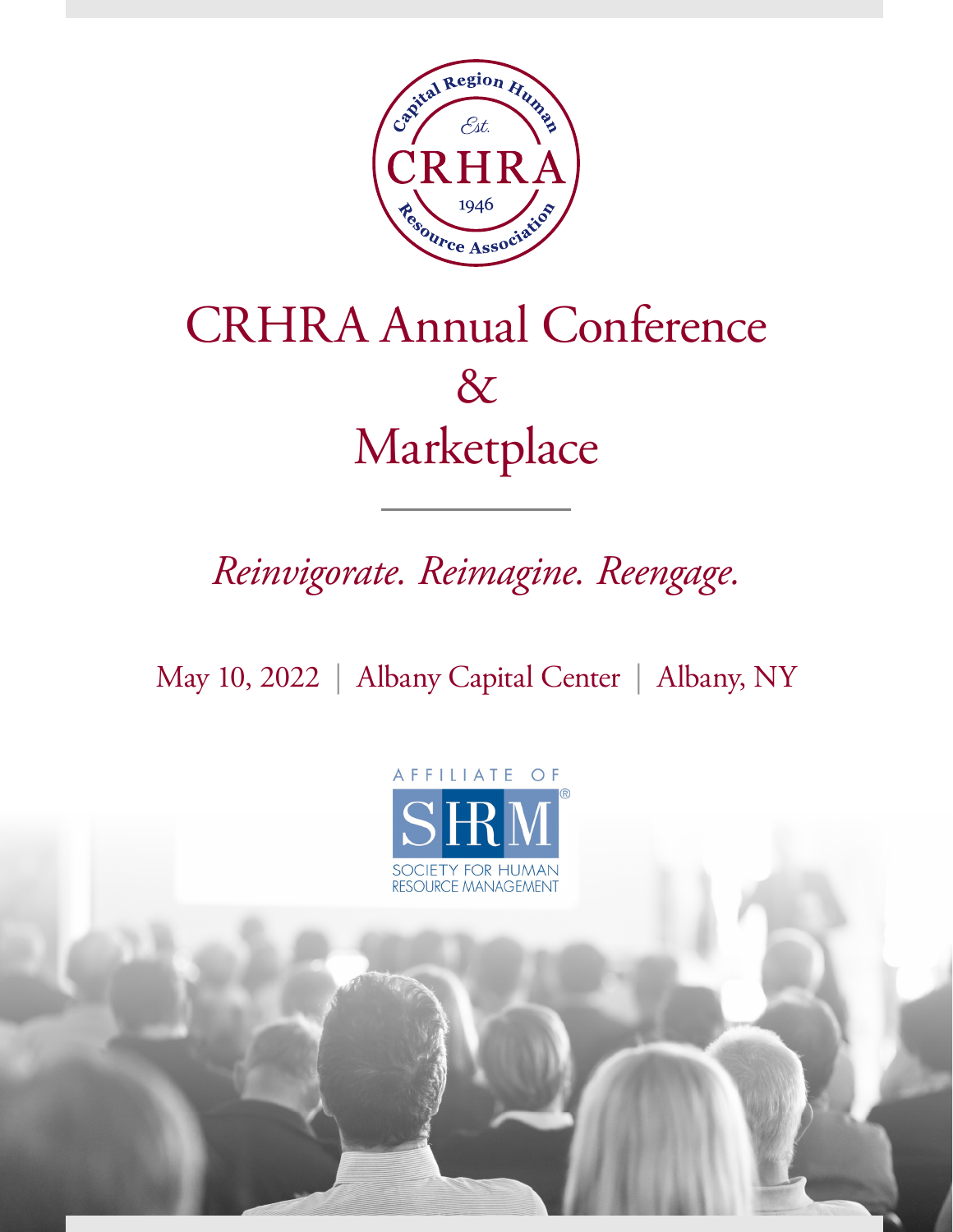Capital Region Human Resource Association

Est.

CRHRA

1946

# CRHRA Annual Conference & Marketplace

*Reinvigorate. Reimagine. Reengage.*

May 10, 2022 | Albany Capital Center | Albany, NY

AFFILIATE OF

SHRM®

SOCIETY FOR HUMAN RESOURCE MANAGEMENT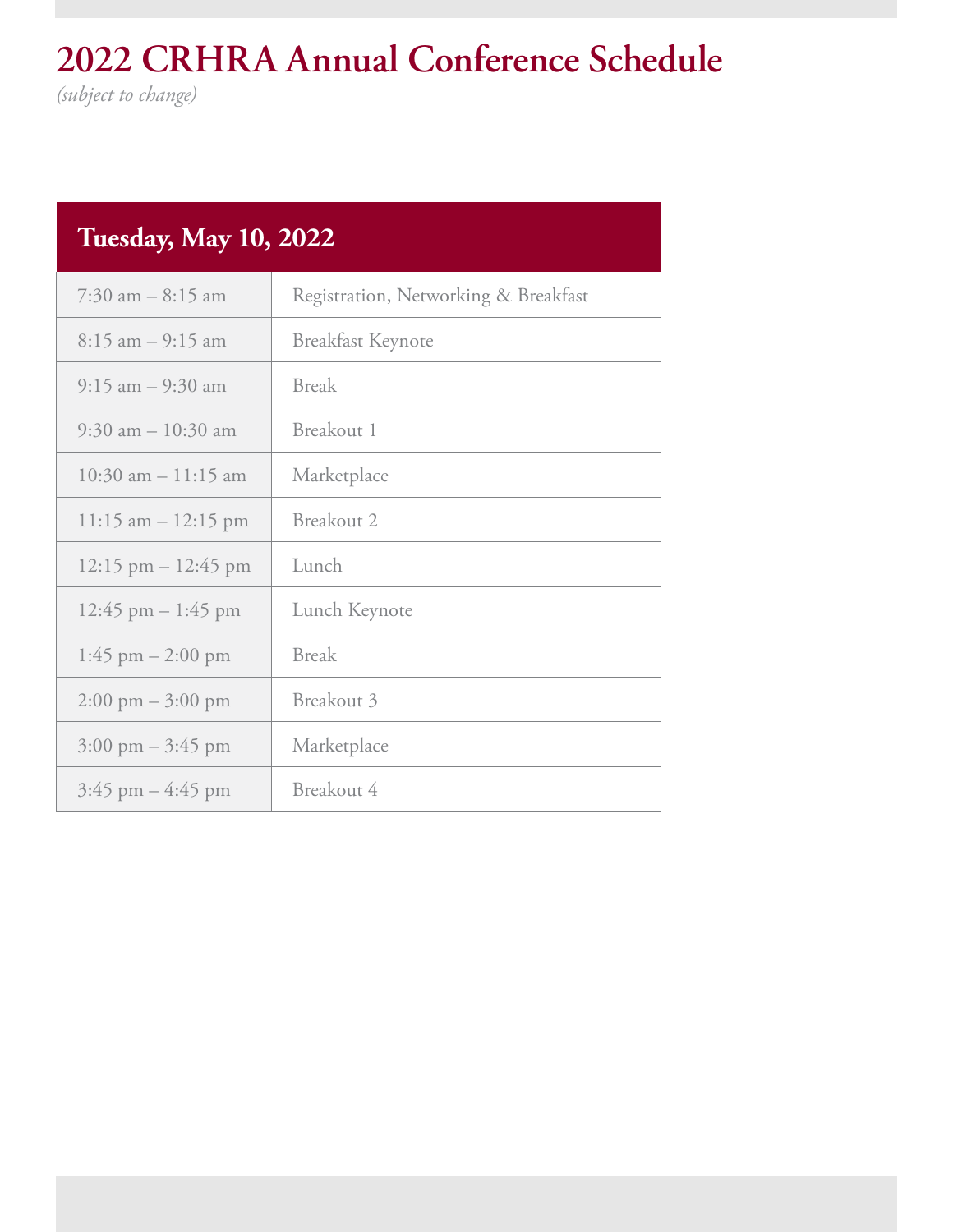# 2022 CRHRA Annual Conference Schedule

*(subject to change)*

| Tuesday, May 10, 2022 | |
|---|---|
| 7:30 am – 8:15 am | Registration, Networking & Breakfast |
| 8:15 am – 9:15 am | Breakfast Keynote |
| 9:15 am – 9:30 am | Break |
| 9:30 am – 10:30 am | Breakout 1 |
| 10:30 am – 11:15 am | Marketplace |
| 11:15 am – 12:15 pm | Breakout 2 |
| 12:15 pm – 12:45 pm | Lunch |
| 12:45 pm – 1:45 pm | Lunch Keynote |
| 1:45 pm – 2:00 pm | Break |
| 2:00 pm – 3:00 pm | Breakout 3 |
| 3:00 pm – 3:45 pm | Marketplace |
| 3:45 pm – 4:45 pm | Breakout 4 |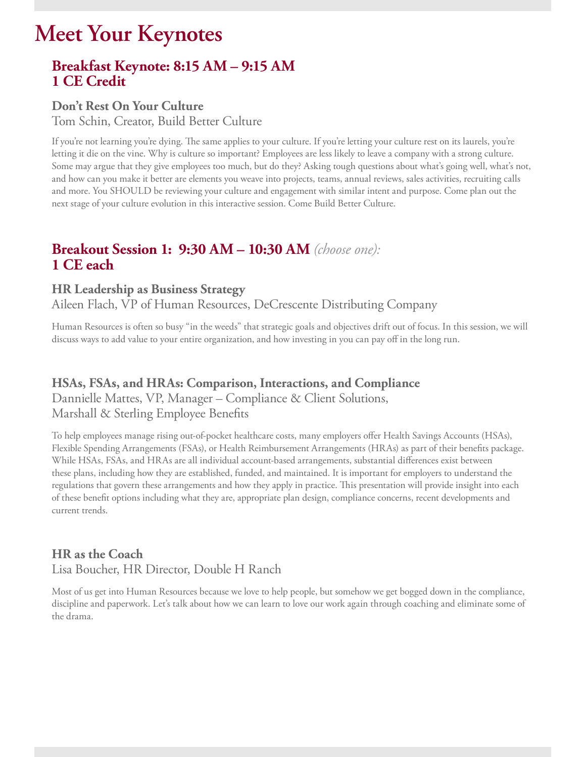# Meet Your Keynotes

## Breakfast Keynote: 8:15 AM – 9:15 AM
## 1 CE Credit

### Don't Rest On Your Culture

Tom Schin, Creator, Build Better Culture

If you're not learning you're dying. The same applies to your culture. If you're letting your culture rest on its laurels, you're letting it die on the vine. Why is culture so important? Employees are less likely to leave a company with a strong culture. Some may argue that they give employees too much, but do they? Asking tough questions about what's going well, what's not, and how can you make it better are elements you weave into projects, teams, annual reviews, sales activities, recruiting calls and more. You SHOULD be reviewing your culture and engagement with similar intent and purpose. Come plan out the next stage of your culture evolution in this interactive session. Come Build Better Culture.

## Breakout Session 1: 9:30 AM – 10:30 AM *(choose one):*
## 1 CE each

### HR Leadership as Business Strategy

Aileen Flach, VP of Human Resources, DeCrescente Distributing Company

Human Resources is often so busy "in the weeds" that strategic goals and objectives drift out of focus. In this session, we will discuss ways to add value to your entire organization, and how investing in you can pay off in the long run.

### HSAs, FSAs, and HRAs: Comparison, Interactions, and Compliance

Dannielle Mattes, VP, Manager – Compliance & Client Solutions,
Marshall & Sterling Employee Benefits

To help employees manage rising out-of-pocket healthcare costs, many employers offer Health Savings Accounts (HSAs), Flexible Spending Arrangements (FSAs), or Health Reimbursement Arrangements (HRAs) as part of their benefits package. While HSAs, FSAs, and HRAs are all individual account-based arrangements, substantial differences exist between these plans, including how they are established, funded, and maintained. It is important for employers to understand the regulations that govern these arrangements and how they apply in practice. This presentation will provide insight into each of these benefit options including what they are, appropriate plan design, compliance concerns, recent developments and current trends.

### HR as the Coach

Lisa Boucher, HR Director, Double H Ranch

Most of us get into Human Resources because we love to help people, but somehow we get bogged down in the compliance, discipline and paperwork. Let's talk about how we can learn to love our work again through coaching and eliminate some of the drama.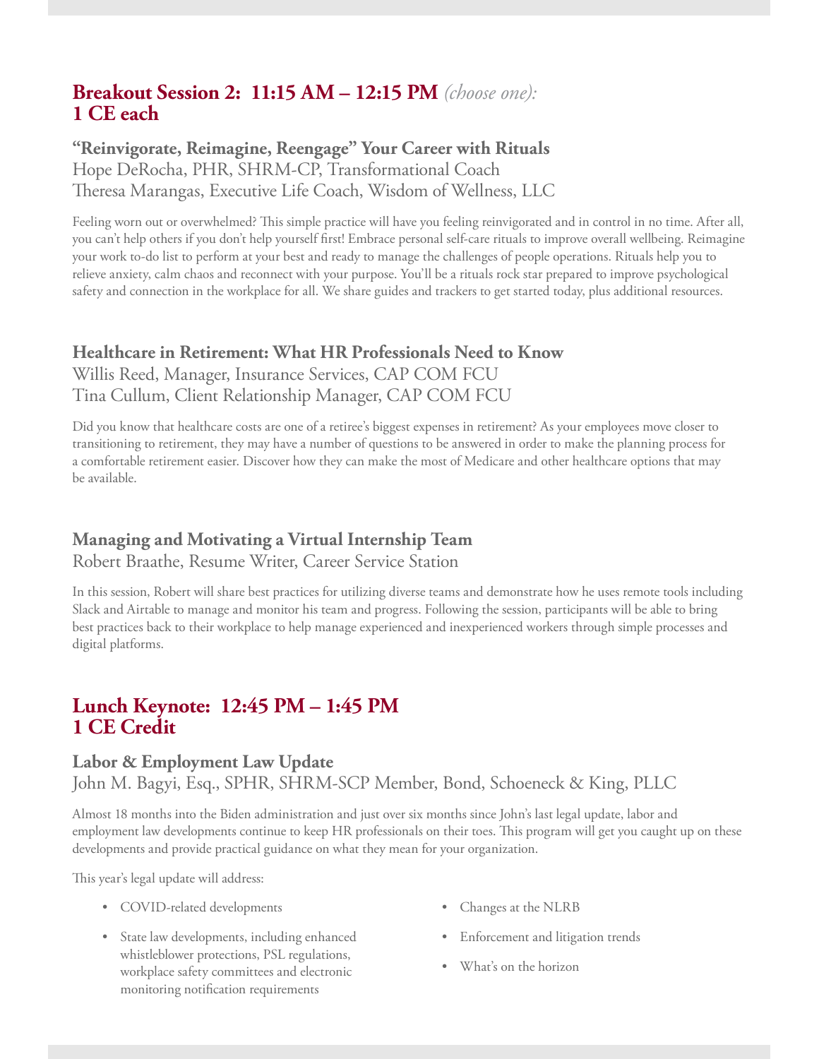## Breakout Session 2: 11:15 AM – 12:15 PM *(choose one):* 1 CE each

### "Reinvigorate, Reimagine, Reengage" Your Career with Rituals

Hope DeRocha, PHR, SHRM-CP, Transformational Coach
Theresa Marangas, Executive Life Coach, Wisdom of Wellness, LLC

Feeling worn out or overwhelmed? This simple practice will have you feeling reinvigorated and in control in no time. After all, you can't help others if you don't help yourself first! Embrace personal self-care rituals to improve overall wellbeing. Reimagine your work to-do list to perform at your best and ready to manage the challenges of people operations. Rituals help you to relieve anxiety, calm chaos and reconnect with your purpose. You'll be a rituals rock star prepared to improve psychological safety and connection in the workplace for all. We share guides and trackers to get started today, plus additional resources.

### Healthcare in Retirement: What HR Professionals Need to Know

Willis Reed, Manager, Insurance Services, CAP COM FCU
Tina Cullum, Client Relationship Manager, CAP COM FCU

Did you know that healthcare costs are one of a retiree's biggest expenses in retirement? As your employees move closer to transitioning to retirement, they may have a number of questions to be answered in order to make the planning process for a comfortable retirement easier. Discover how they can make the most of Medicare and other healthcare options that may be available.

### Managing and Motivating a Virtual Internship Team

Robert Braathe, Resume Writer, Career Service Station

In this session, Robert will share best practices for utilizing diverse teams and demonstrate how he uses remote tools including Slack and Airtable to manage and monitor his team and progress. Following the session, participants will be able to bring best practices back to their workplace to help manage experienced and inexperienced workers through simple processes and digital platforms.

## Lunch Keynote: 12:45 PM – 1:45 PM 1 CE Credit

### Labor & Employment Law Update

John M. Bagyi, Esq., SPHR, SHRM-SCP Member, Bond, Schoeneck & King, PLLC

Almost 18 months into the Biden administration and just over six months since John's last legal update, labor and employment law developments continue to keep HR professionals on their toes. This program will get you caught up on these developments and provide practical guidance on what they mean for your organization.

This year's legal update will address:

- COVID-related developments
- State law developments, including enhanced whistleblower protections, PSL regulations, workplace safety committees and electronic monitoring notification requirements
- Changes at the NLRB
- Enforcement and litigation trends
- What's on the horizon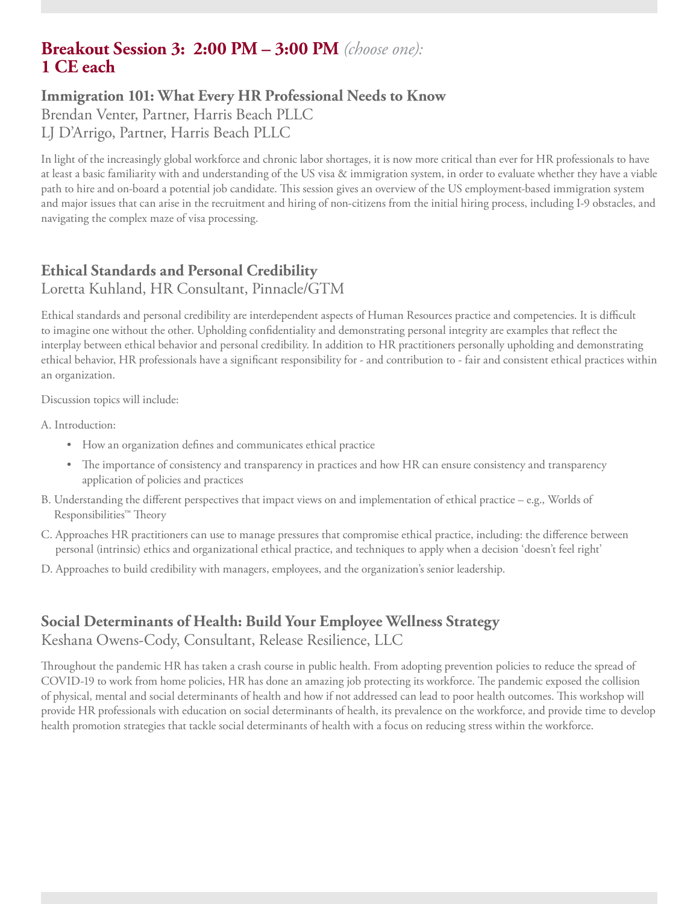## Breakout Session 3: 2:00 PM – 3:00 PM *(choose one):*
## 1 CE each

### Immigration 101: What Every HR Professional Needs to Know

Brendan Venter, Partner, Harris Beach PLLC
LJ D'Arrigo, Partner, Harris Beach PLLC

In light of the increasingly global workforce and chronic labor shortages, it is now more critical than ever for HR professionals to have at least a basic familiarity with and understanding of the US visa & immigration system, in order to evaluate whether they have a viable path to hire and on-board a potential job candidate. This session gives an overview of the US employment-based immigration system and major issues that can arise in the recruitment and hiring of non-citizens from the initial hiring process, including I-9 obstacles, and navigating the complex maze of visa processing.

### Ethical Standards and Personal Credibility

Loretta Kuhland, HR Consultant, Pinnacle/GTM

Ethical standards and personal credibility are interdependent aspects of Human Resources practice and competencies. It is difficult to imagine one without the other. Upholding confidentiality and demonstrating personal integrity are examples that reflect the interplay between ethical behavior and personal credibility. In addition to HR practitioners personally upholding and demonstrating ethical behavior, HR professionals have a significant responsibility for - and contribution to - fair and consistent ethical practices within an organization.

Discussion topics will include:

A. Introduction:

- How an organization defines and communicates ethical practice
- The importance of consistency and transparency in practices and how HR can ensure consistency and transparency application of policies and practices

B. Understanding the different perspectives that impact views on and implementation of ethical practice – e.g., Worlds of Responsibilities™ Theory

C. Approaches HR practitioners can use to manage pressures that compromise ethical practice, including: the difference between personal (intrinsic) ethics and organizational ethical practice, and techniques to apply when a decision 'doesn't feel right'

D. Approaches to build credibility with managers, employees, and the organization's senior leadership.

### Social Determinants of Health: Build Your Employee Wellness Strategy

Keshana Owens-Cody, Consultant, Release Resilience, LLC

Throughout the pandemic HR has taken a crash course in public health. From adopting prevention policies to reduce the spread of COVID-19 to work from home policies, HR has done an amazing job protecting its workforce. The pandemic exposed the collision of physical, mental and social determinants of health and how if not addressed can lead to poor health outcomes. This workshop will provide HR professionals with education on social determinants of health, its prevalence on the workforce, and provide time to develop health promotion strategies that tackle social determinants of health with a focus on reducing stress within the workforce.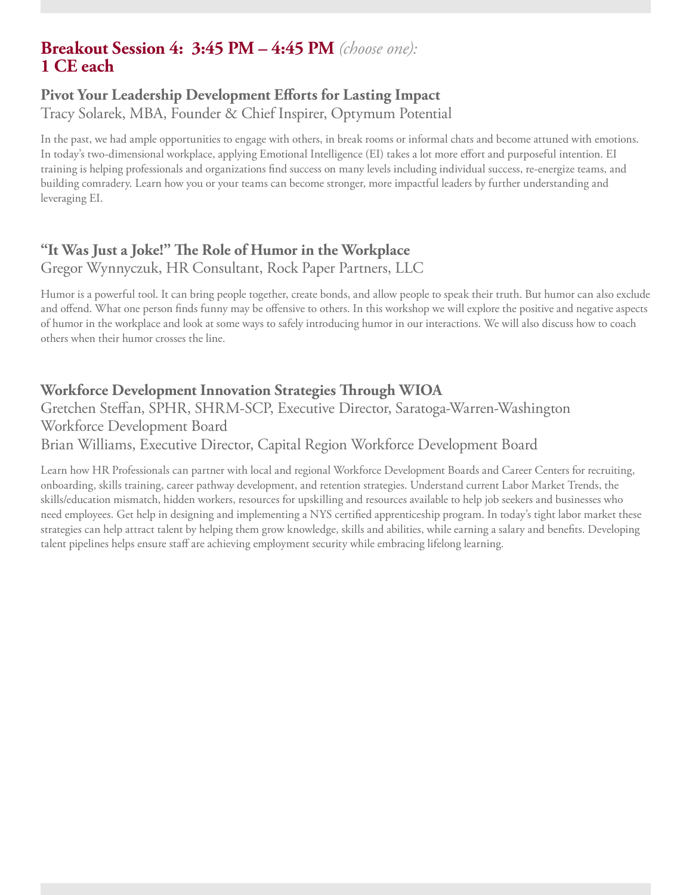## Breakout Session 4: 3:45 PM – 4:45 PM *(choose one):* 1 CE each

### Pivot Your Leadership Development Efforts for Lasting Impact

Tracy Solarek, MBA, Founder & Chief Inspirer, Optymum Potential

In the past, we had ample opportunities to engage with others, in break rooms or informal chats and become attuned with emotions. In today's two-dimensional workplace, applying Emotional Intelligence (EI) takes a lot more effort and purposeful intention. EI training is helping professionals and organizations find success on many levels including individual success, re-energize teams, and building comradery. Learn how you or your teams can become stronger, more impactful leaders by further understanding and leveraging EI.

### "It Was Just a Joke!" The Role of Humor in the Workplace

Gregor Wynnyczuk, HR Consultant, Rock Paper Partners, LLC

Humor is a powerful tool. It can bring people together, create bonds, and allow people to speak their truth. But humor can also exclude and offend. What one person finds funny may be offensive to others. In this workshop we will explore the positive and negative aspects of humor in the workplace and look at some ways to safely introducing humor in our interactions. We will also discuss how to coach others when their humor crosses the line.

### Workforce Development Innovation Strategies Through WIOA

Gretchen Steffan, SPHR, SHRM-SCP, Executive Director, Saratoga-Warren-Washington Workforce Development Board

Brian Williams, Executive Director, Capital Region Workforce Development Board

Learn how HR Professionals can partner with local and regional Workforce Development Boards and Career Centers for recruiting, onboarding, skills training, career pathway development, and retention strategies. Understand current Labor Market Trends, the skills/education mismatch, hidden workers, resources for upskilling and resources available to help job seekers and businesses who need employees. Get help in designing and implementing a NYS certified apprenticeship program. In today's tight labor market these strategies can help attract talent by helping them grow knowledge, skills and abilities, while earning a salary and benefits. Developing talent pipelines helps ensure staff are achieving employment security while embracing lifelong learning.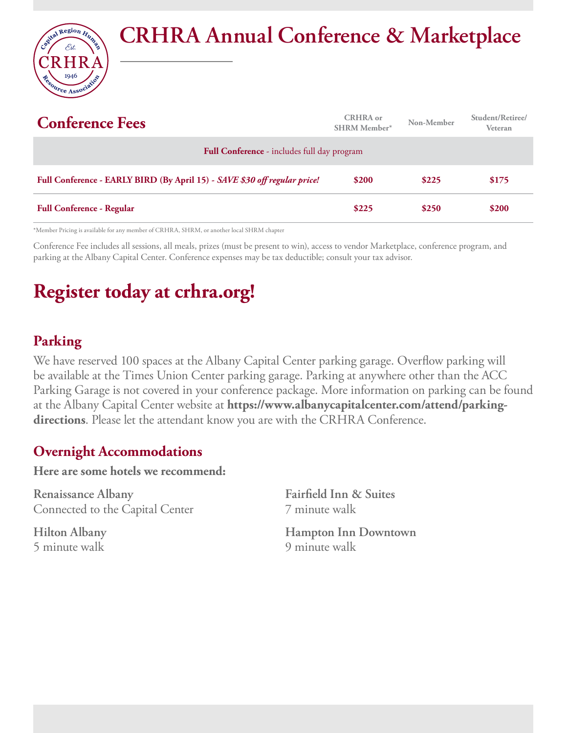# CRHRA Annual Conference & Marketplace

## Conference Fees

| | CRHRA or SHRM Member* | Non-Member | Student/Retiree/Veteran |
|---|---|---|---|
| **Full Conference** - includes full day program | | | |
| **Full Conference - EARLY BIRD (By April 15) -** ***SAVE $30 off regular price!*** | **$200** | **$225** | **$175** |
| **Full Conference - Regular** | **$225** | **$250** | **$200** |

*Member Pricing is available for any member of CRHRA, SHRM, or another local SHRM chapter

Conference Fee includes all sessions, all meals, prizes (must be present to win), access to vendor Marketplace, conference program, and parking at the Albany Capital Center. Conference expenses may be tax deductible; consult your tax advisor.

# Register today at crhra.org!

## Parking

We have reserved 100 spaces at the Albany Capital Center parking garage. Overflow parking will be available at the Times Union Center parking garage. Parking at anywhere other than the ACC Parking Garage is not covered in your conference package. More information on parking can be found at the Albany Capital Center website at **https://www.albanycapitalcenter.com/attend/parking-directions**. Please let the attendant know you are with the CRHRA Conference.

## Overnight Accommodations

**Here are some hotels we recommend:**

**Renaissance Albany**
Connected to the Capital Center

**Hilton Albany**
5 minute walk

**Fairfield Inn & Suites**
7 minute walk

**Hampton Inn Downtown**
9 minute walk